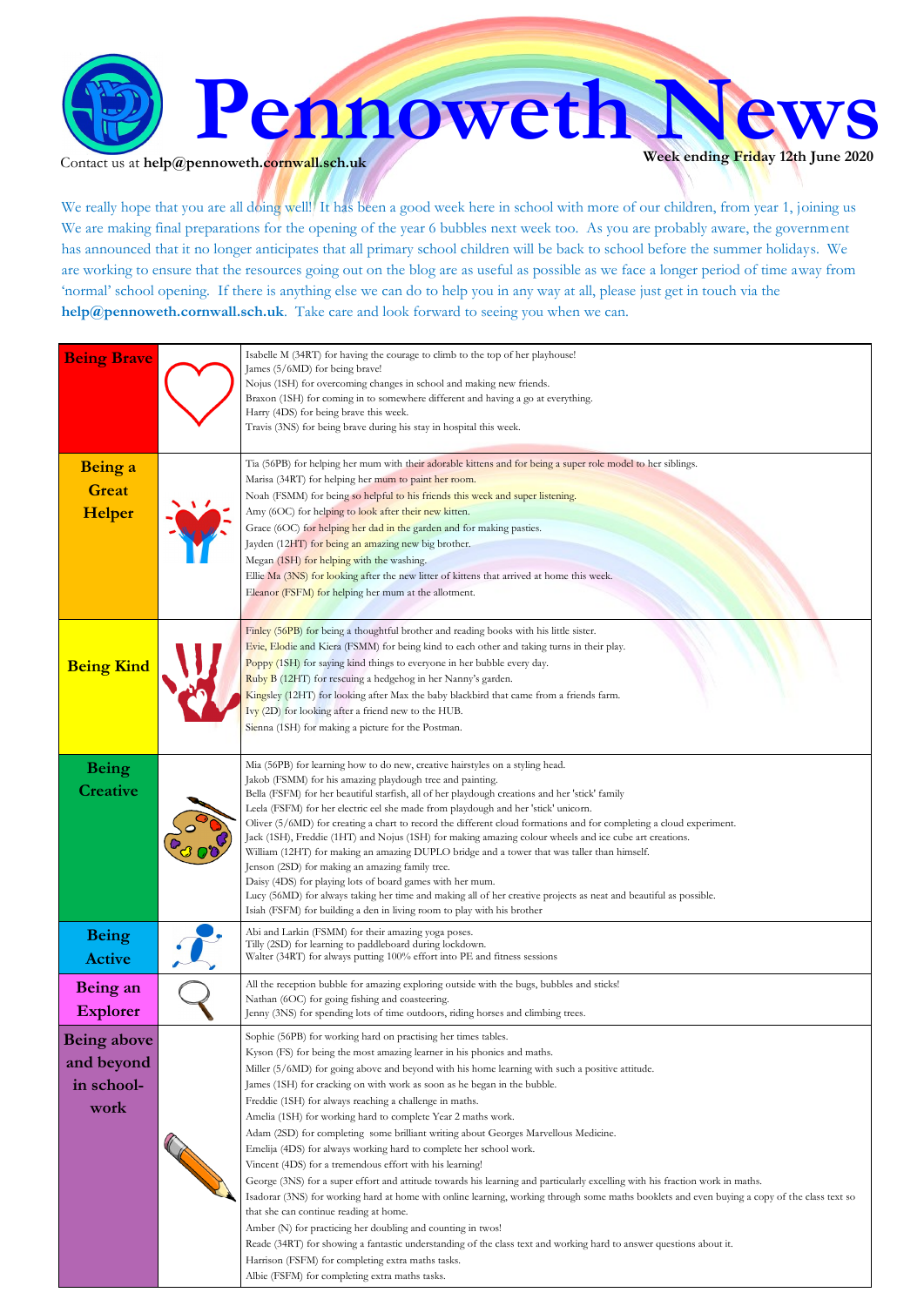# Pennoweth News

Contact us at **help@pennoweth.cornwall.sch.uk**

**Week ending Friday 12th June 2020**

We really hope that you are all doing well! It has been a good week here in school with more of our children, from year 1, joining us We are making final preparations for the opening of the year 6 bubbles next week too. As you are probably aware, the government has announced that it no longer anticipates that all primary school children will be back to school before the summer holidays. We are working to ensure that the resources going out on the blog are as useful as possible as we face a longer period of time away from 'normal' school opening. If there is anything else we can do to help you in any way at all, please just get in touch via the **help@pennoweth.cornwall.sch.uk**. Take care and look forward to seeing you when we can.

| Award | Children |
|---|---|
| **Being Brave** | Isabelle M (34RT) for having the courage to climb to the top of her playhouse!<br>James (5/6MD) for being brave!<br>Nojus (1SH) for overcoming changes in school and making new friends.<br>Braxon (1SH) for coming in to somewhere different and having a go at everything.<br>Harry (4DS) for being brave this week.<br>Travis (3NS) for being brave during his stay in hospital this week. |
| **Being a Great Helper** | Tia (56PB) for helping her mum with their adorable kittens and for being a super role model to her siblings.<br>Marisa (34RT) for helping her mum to paint her room.<br>Noah (FSMM) for being so helpful to his friends this week and super listening.<br>Amy (6OC) for helping to look after their new kitten.<br>Grace (6OC) for helping her dad in the garden and for making pasties.<br>Jayden (12HT) for being an amazing new big brother.<br>Megan (1SH) for helping with the washing.<br>Ellie Ma (3NS) for looking after the new litter of kittens that arrived at home this week.<br>Eleanor (FSFM) for helping her mum at the allotment. |
| **Being Kind** | Finley (56PB) for being a thoughtful brother and reading books with his little sister.<br>Evie, Elodie and Kiera (FSMM) for being kind to each other and taking turns in their play.<br>Poppy (1SH) for saying kind things to everyone in her bubble every day.<br>Ruby B (12HT) for rescuing a hedgehog in her Nanny's garden.<br>Kingsley (12HT) for looking after Max the baby blackbird that came from a friends farm.<br>Ivy (2D) for looking after a friend new to the HUB.<br>Sienna (1SH) for making a picture for the Postman. |
| **Being Creative** | Mia (56PB) for learning how to do new, creative hairstyles on a styling head.<br>Jakob (FSMM) for his amazing playdough tree and painting.<br>Bella (FSFM) for her beautiful starfish, all of her playdough creations and her 'stick' family<br>Leela (FSFM) for her electric eel she made from playdough and her 'stick' unicorn.<br>Oliver (5/6MD) for creating a chart to record the different cloud formations and for completing a cloud experiment.<br>Jack (1SH), Freddie (1HT) and Nojus (1SH) for making amazing colour wheels and ice cube art creations.<br>William (12HT) for making an amazing DUPLO bridge and a tower that was taller than himself.<br>Jenson (2SD) for making an amazing family tree.<br>Daisy (4DS) for playing lots of board games with her mum.<br>Lucy (56MD) for always taking her time and making all of her creative projects as neat and beautiful as possible.<br>Isiah (FSFM) for building a den in living room to play with his brother |
| **Being Active** | Abi and Larkin (FSMM) for their amazing yoga poses.<br>Tilly (2SD) for learning to paddleboard during lockdown.<br>Walter (34RT) for always putting 100% effort into PE and fitness sessions |
| **Being an Explorer** | All the reception bubble for amazing exploring outside with the bugs, bubbles and sticks!<br>Nathan (6OC) for going fishing and coasteering.<br>Jenny (3NS) for spending lots of time outdoors, riding horses and climbing trees. |
| **Being above and beyond in school-work** | Sophie (56PB) for working hard on practising her times tables.<br>Kyson (FS) for being the most amazing learner in his phonics and maths.<br>Miller (5/6MD) for going above and beyond with his home learning with such a positive attitude.<br>James (1SH) for cracking on with work as soon as he began in the bubble.<br>Freddie (1SH) for always reaching a challenge in maths.<br>Amelia (1SH) for working hard to complete Year 2 maths work.<br>Adam (2SD) for completing some brilliant writing about Georges Marvellous Medicine.<br>Emelija (4DS) for always working hard to complete her school work.<br>Vincent (4DS) for a tremendous effort with his learning!<br>George (3NS) for a super effort and attitude towards his learning and particularly excelling with his fraction work in maths.<br>Isadorar (3NS) for working hard at home with online learning, working through some maths booklets and even buying a copy of the class text so that she can continue reading at home.<br>Amber (N) for practicing her doubling and counting in twos!<br>Reade (34RT) for showing a fantastic understanding of the class text and working hard to answer questions about it.<br>Harrison (FSFM) for completing extra maths tasks.<br>Albie (FSFM) for completing extra maths tasks. |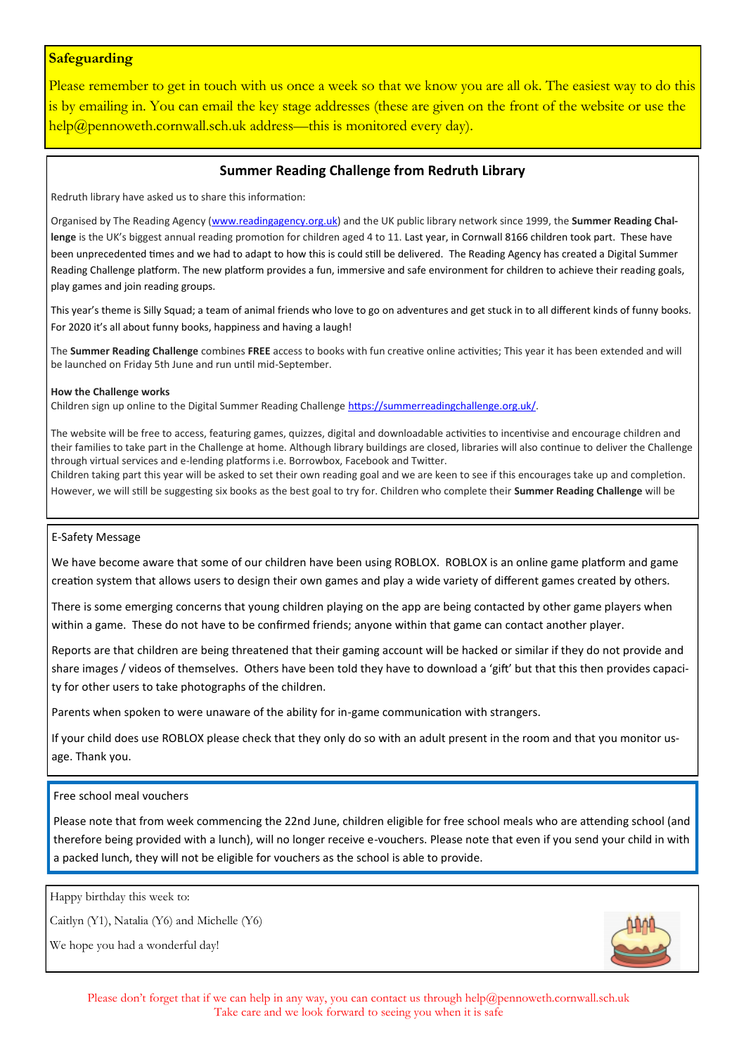## Safeguarding

Please remember to get in touch with us once a week so that we know you are all ok. The easiest way to do this is by emailing in. You can email the key stage addresses (these are given on the front of the website or use the help@pennoweth.cornwall.sch.uk address—this is monitored every day).

## Summer Reading Challenge from Redruth Library

Redruth library have asked us to share this information:

Organised by The Reading Agency (www.readingagency.org.uk) and the UK public library network since 1999, the **Summer Reading Challenge** is the UK's biggest annual reading promotion for children aged 4 to 11. Last year, in Cornwall 8166 children took part. These have been unprecedented times and we had to adapt to how this is could still be delivered. The Reading Agency has created a Digital Summer Reading Challenge platform. The new platform provides a fun, immersive and safe environment for children to achieve their reading goals, play games and join reading groups.

This year's theme is Silly Squad; a team of animal friends who love to go on adventures and get stuck in to all different kinds of funny books. For 2020 it's all about funny books, happiness and having a laugh!

The **Summer Reading Challenge** combines **FREE** access to books with fun creative online activities; This year it has been extended and will be launched on Friday 5th June and run until mid-September.

**How the Challenge works**
Children sign up online to the Digital Summer Reading Challenge https://summerreadingchallenge.org.uk/.

The website will be free to access, featuring games, quizzes, digital and downloadable activities to incentivise and encourage children and their families to take part in the Challenge at home. Although library buildings are closed, libraries will also continue to deliver the Challenge through virtual services and e-lending platforms i.e. Borrowbox, Facebook and Twitter.
Children taking part this year will be asked to set their own reading goal and we are keen to see if this encourages take up and completion. However, we will still be suggesting six books as the best goal to try for. Children who complete their **Summer Reading Challenge** will be

## E-Safety Message

We have become aware that some of our children have been using ROBLOX. ROBLOX is an online game platform and game creation system that allows users to design their own games and play a wide variety of different games created by others.

There is some emerging concerns that young children playing on the app are being contacted by other game players when within a game. These do not have to be confirmed friends; anyone within that game can contact another player.

Reports are that children are being threatened that their gaming account will be hacked or similar if they do not provide and share images / videos of themselves. Others have been told they have to download a 'gift' but that this then provides capacity for other users to take photographs of the children.

Parents when spoken to were unaware of the ability for in-game communication with strangers.

If your child does use ROBLOX please check that they only do so with an adult present in the room and that you monitor usage. Thank you.

## Free school meal vouchers

Please note that from week commencing the 22nd June, children eligible for free school meals who are attending school (and therefore being provided with a lunch), will no longer receive e-vouchers. Please note that even if you send your child in with a packed lunch, they will not be eligible for vouchers as the school is able to provide.

Happy birthday this week to:

Caitlyn (Y1), Natalia (Y6) and Michelle (Y6)

We hope you had a wonderful day!

Please don't forget that if we can help in any way, you can contact us through help@pennoweth.cornwall.sch.uk
Take care and we look forward to seeing you when it is safe